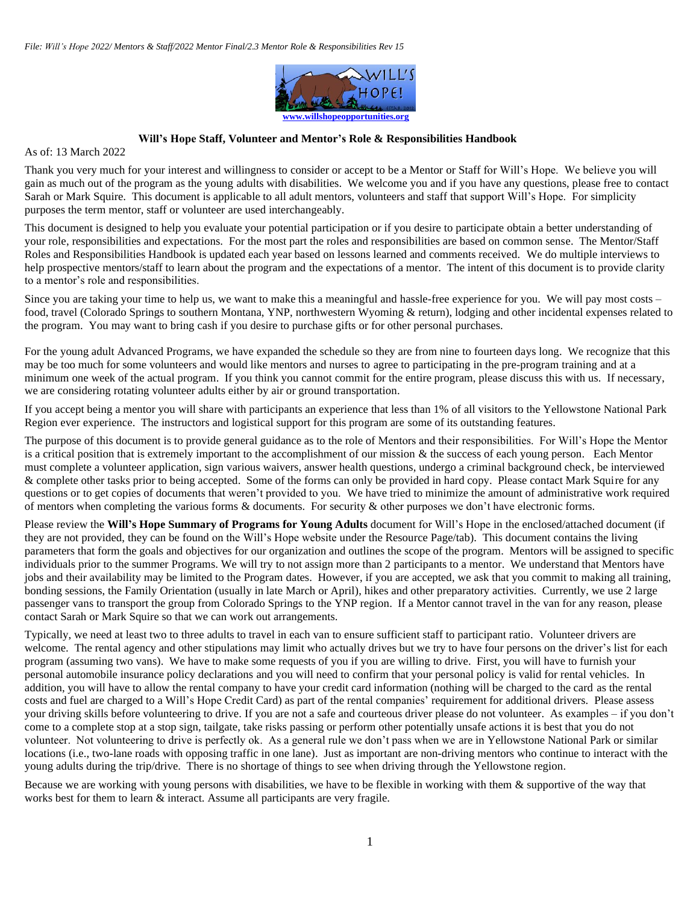*File: Will's Hope 2022/ Mentors & Staff/2022 Mentor Final/2.3 Mentor Role & Responsibilities Rev 15*

www.willshopeopportunities.org

**Will's Hope Staff, Volunteer and Mentor's Role & Responsibilities Handbook**

As of: 13 March 2022

Thank you very much for your interest and willingness to consider or accept to be a Mentor or Staff for Will's Hope. We believe you will gain as much out of the program as the young adults with disabilities. We welcome you and if you have any questions, please free to contact Sarah or Mark Squire. This document is applicable to all adult mentors, volunteers and staff that support Will's Hope. For simplicity purposes the term mentor, staff or volunteer are used interchangeably.

This document is designed to help you evaluate your potential participation or if you desire to participate obtain a better understanding of your role, responsibilities and expectations. For the most part the roles and responsibilities are based on common sense. The Mentor/Staff Roles and Responsibilities Handbook is updated each year based on lessons learned and comments received. We do multiple interviews to help prospective mentors/staff to learn about the program and the expectations of a mentor. The intent of this document is to provide clarity to a mentor's role and responsibilities.

Since you are taking your time to help us, we want to make this a meaningful and hassle-free experience for you. We will pay most costs – food, travel (Colorado Springs to southern Montana, YNP, northwestern Wyoming & return), lodging and other incidental expenses related to the program. You may want to bring cash if you desire to purchase gifts or for other personal purchases.

For the young adult Advanced Programs, we have expanded the schedule so they are from nine to fourteen days long. We recognize that this may be too much for some volunteers and would like mentors and nurses to agree to participating in the pre-program training and at a minimum one week of the actual program. If you think you cannot commit for the entire program, please discuss this with us. If necessary, we are considering rotating volunteer adults either by air or ground transportation.

If you accept being a mentor you will share with participants an experience that less than 1% of all visitors to the Yellowstone National Park Region ever experience. The instructors and logistical support for this program are some of its outstanding features.

The purpose of this document is to provide general guidance as to the role of Mentors and their responsibilities. For Will's Hope the Mentor is a critical position that is extremely important to the accomplishment of our mission & the success of each young person. Each Mentor must complete a volunteer application, sign various waivers, answer health questions, undergo a criminal background check, be interviewed & complete other tasks prior to being accepted. Some of the forms can only be provided in hard copy. Please contact Mark Squire for any questions or to get copies of documents that weren't provided to you. We have tried to minimize the amount of administrative work required of mentors when completing the various forms & documents. For security & other purposes we don't have electronic forms.

Please review the **Will's Hope Summary of Programs for Young Adults** document for Will's Hope in the enclosed/attached document (if they are not provided, they can be found on the Will's Hope website under the Resource Page/tab). This document contains the living parameters that form the goals and objectives for our organization and outlines the scope of the program. Mentors will be assigned to specific individuals prior to the summer Programs. We will try to not assign more than 2 participants to a mentor. We understand that Mentors have jobs and their availability may be limited to the Program dates. However, if you are accepted, we ask that you commit to making all training, bonding sessions, the Family Orientation (usually in late March or April), hikes and other preparatory activities. Currently, we use 2 large passenger vans to transport the group from Colorado Springs to the YNP region. If a Mentor cannot travel in the van for any reason, please contact Sarah or Mark Squire so that we can work out arrangements.

Typically, we need at least two to three adults to travel in each van to ensure sufficient staff to participant ratio. Volunteer drivers are welcome. The rental agency and other stipulations may limit who actually drives but we try to have four persons on the driver's list for each program (assuming two vans). We have to make some requests of you if you are willing to drive. First, you will have to furnish your personal automobile insurance policy declarations and you will need to confirm that your personal policy is valid for rental vehicles. In addition, you will have to allow the rental company to have your credit card information (nothing will be charged to the card as the rental costs and fuel are charged to a Will's Hope Credit Card) as part of the rental companies' requirement for additional drivers. Please assess your driving skills before volunteering to drive. If you are not a safe and courteous driver please do not volunteer. As examples – if you don't come to a complete stop at a stop sign, tailgate, take risks passing or perform other potentially unsafe actions it is best that you do not volunteer. Not volunteering to drive is perfectly ok. As a general rule we don't pass when we are in Yellowstone National Park or similar locations (i.e., two-lane roads with opposing traffic in one lane). Just as important are non-driving mentors who continue to interact with the young adults during the trip/drive. There is no shortage of things to see when driving through the Yellowstone region.

Because we are working with young persons with disabilities, we have to be flexible in working with them & supportive of the way that works best for them to learn & interact. Assume all participants are very fragile.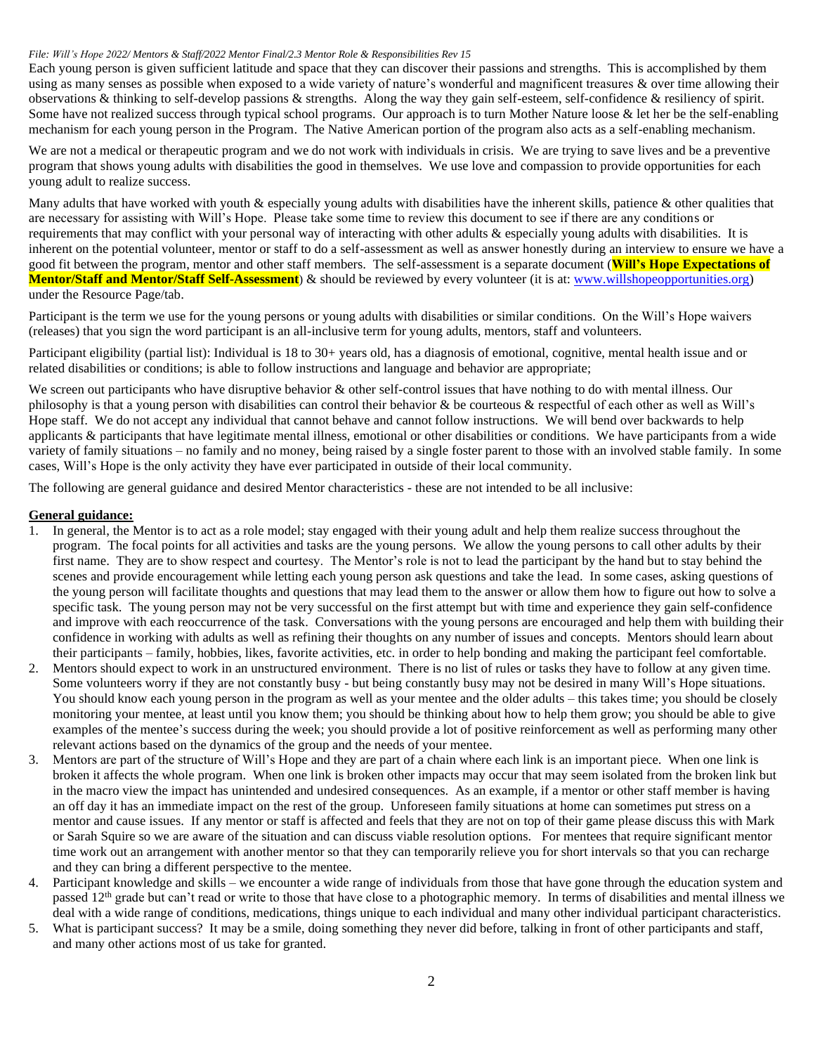*File: Will's Hope 2022/ Mentors & Staff/2022 Mentor Final/2.3 Mentor Role & Responsibilities Rev 15*

Each young person is given sufficient latitude and space that they can discover their passions and strengths. This is accomplished by them using as many senses as possible when exposed to a wide variety of nature's wonderful and magnificent treasures & over time allowing their observations & thinking to self-develop passions & strengths. Along the way they gain self-esteem, self-confidence & resiliency of spirit. Some have not realized success through typical school programs. Our approach is to turn Mother Nature loose & let her be the self-enabling mechanism for each young person in the Program. The Native American portion of the program also acts as a self-enabling mechanism.

We are not a medical or therapeutic program and we do not work with individuals in crisis. We are trying to save lives and be a preventive program that shows young adults with disabilities the good in themselves. We use love and compassion to provide opportunities for each young adult to realize success.

Many adults that have worked with youth & especially young adults with disabilities have the inherent skills, patience & other qualities that are necessary for assisting with Will's Hope. Please take some time to review this document to see if there are any conditions or requirements that may conflict with your personal way of interacting with other adults & especially young adults with disabilities. It is inherent on the potential volunteer, mentor or staff to do a self-assessment as well as answer honestly during an interview to ensure we have a good fit between the program, mentor and other staff members. The self-assessment is a separate document (**Will's Hope Expectations of Mentor/Staff and Mentor/Staff Self-Assessment**) & should be reviewed by every volunteer (it is at: www.willshopeopportunities.org) under the Resource Page/tab.

Participant is the term we use for the young persons or young adults with disabilities or similar conditions. On the Will's Hope waivers (releases) that you sign the word participant is an all-inclusive term for young adults, mentors, staff and volunteers.

Participant eligibility (partial list): Individual is 18 to 30+ years old, has a diagnosis of emotional, cognitive, mental health issue and or related disabilities or conditions; is able to follow instructions and language and behavior are appropriate;

We screen out participants who have disruptive behavior & other self-control issues that have nothing to do with mental illness. Our philosophy is that a young person with disabilities can control their behavior & be courteous & respectful of each other as well as Will's Hope staff. We do not accept any individual that cannot behave and cannot follow instructions. We will bend over backwards to help applicants & participants that have legitimate mental illness, emotional or other disabilities or conditions. We have participants from a wide variety of family situations – no family and no money, being raised by a single foster parent to those with an involved stable family. In some cases, Will's Hope is the only activity they have ever participated in outside of their local community.

The following are general guidance and desired Mentor characteristics - these are not intended to be all inclusive:

**General guidance:**

1. In general, the Mentor is to act as a role model; stay engaged with their young adult and help them realize success throughout the program. The focal points for all activities and tasks are the young persons. We allow the young persons to call other adults by their first name. They are to show respect and courtesy. The Mentor's role is not to lead the participant by the hand but to stay behind the scenes and provide encouragement while letting each young person ask questions and take the lead. In some cases, asking questions of the young person will facilitate thoughts and questions that may lead them to the answer or allow them how to figure out how to solve a specific task. The young person may not be very successful on the first attempt but with time and experience they gain self-confidence and improve with each reoccurrence of the task. Conversations with the young persons are encouraged and help them with building their confidence in working with adults as well as refining their thoughts on any number of issues and concepts. Mentors should learn about their participants – family, hobbies, likes, favorite activities, etc. in order to help bonding and making the participant feel comfortable.
2. Mentors should expect to work in an unstructured environment. There is no list of rules or tasks they have to follow at any given time. Some volunteers worry if they are not constantly busy - but being constantly busy may not be desired in many Will's Hope situations. You should know each young person in the program as well as your mentee and the older adults – this takes time; you should be closely monitoring your mentee, at least until you know them; you should be thinking about how to help them grow; you should be able to give examples of the mentee's success during the week; you should provide a lot of positive reinforcement as well as performing many other relevant actions based on the dynamics of the group and the needs of your mentee.
3. Mentors are part of the structure of Will's Hope and they are part of a chain where each link is an important piece. When one link is broken it affects the whole program. When one link is broken other impacts may occur that may seem isolated from the broken link but in the macro view the impact has unintended and undesired consequences. As an example, if a mentor or other staff member is having an off day it has an immediate impact on the rest of the group. Unforeseen family situations at home can sometimes put stress on a mentor and cause issues. If any mentor or staff is affected and feels that they are not on top of their game please discuss this with Mark or Sarah Squire so we are aware of the situation and can discuss viable resolution options. For mentees that require significant mentor time work out an arrangement with another mentor so that they can temporarily relieve you for short intervals so that you can recharge and they can bring a different perspective to the mentee.
4. Participant knowledge and skills – we encounter a wide range of individuals from those that have gone through the education system and passed 12th grade but can't read or write to those that have close to a photographic memory. In terms of disabilities and mental illness we deal with a wide range of conditions, medications, things unique to each individual and many other individual participant characteristics.
5. What is participant success? It may be a smile, doing something they never did before, talking in front of other participants and staff, and many other actions most of us take for granted.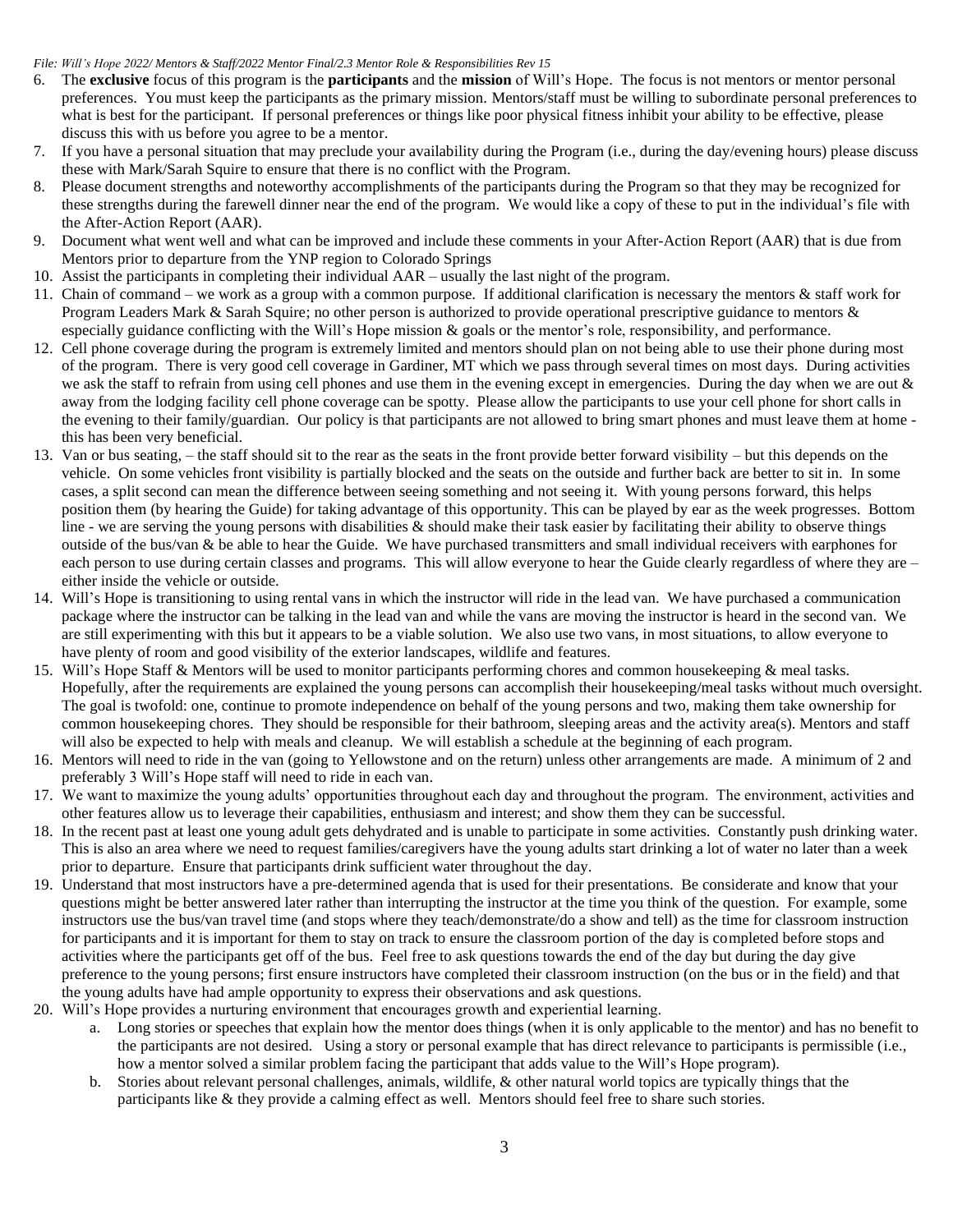6. The **exclusive** focus of this program is the **participants** and the **mission** of Will's Hope. The focus is not mentors or mentor personal preferences. You must keep the participants as the primary mission. Mentors/staff must be willing to subordinate personal preferences to what is best for the participant. If personal preferences or things like poor physical fitness inhibit your ability to be effective, please discuss this with us before you agree to be a mentor.
7. If you have a personal situation that may preclude your availability during the Program (i.e., during the day/evening hours) please discuss these with Mark/Sarah Squire to ensure that there is no conflict with the Program.
8. Please document strengths and noteworthy accomplishments of the participants during the Program so that they may be recognized for these strengths during the farewell dinner near the end of the program. We would like a copy of these to put in the individual's file with the After-Action Report (AAR).
9. Document what went well and what can be improved and include these comments in your After-Action Report (AAR) that is due from Mentors prior to departure from the YNP region to Colorado Springs
10. Assist the participants in completing their individual AAR – usually the last night of the program.
11. Chain of command – we work as a group with a common purpose. If additional clarification is necessary the mentors & staff work for Program Leaders Mark & Sarah Squire; no other person is authorized to provide operational prescriptive guidance to mentors & especially guidance conflicting with the Will's Hope mission & goals or the mentor's role, responsibility, and performance.
12. Cell phone coverage during the program is extremely limited and mentors should plan on not being able to use their phone during most of the program. There is very good cell coverage in Gardiner, MT which we pass through several times on most days. During activities we ask the staff to refrain from using cell phones and use them in the evening except in emergencies. During the day when we are out & away from the lodging facility cell phone coverage can be spotty. Please allow the participants to use your cell phone for short calls in the evening to their family/guardian. Our policy is that participants are not allowed to bring smart phones and must leave them at home - this has been very beneficial.
13. Van or bus seating, – the staff should sit to the rear as the seats in the front provide better forward visibility – but this depends on the vehicle. On some vehicles front visibility is partially blocked and the seats on the outside and further back are better to sit in. In some cases, a split second can mean the difference between seeing something and not seeing it. With young persons forward, this helps position them (by hearing the Guide) for taking advantage of this opportunity. This can be played by ear as the week progresses. Bottom line - we are serving the young persons with disabilities & should make their task easier by facilitating their ability to observe things outside of the bus/van & be able to hear the Guide. We have purchased transmitters and small individual receivers with earphones for each person to use during certain classes and programs. This will allow everyone to hear the Guide clearly regardless of where they are – either inside the vehicle or outside.
14. Will's Hope is transitioning to using rental vans in which the instructor will ride in the lead van. We have purchased a communication package where the instructor can be talking in the lead van and while the vans are moving the instructor is heard in the second van. We are still experimenting with this but it appears to be a viable solution. We also use two vans, in most situations, to allow everyone to have plenty of room and good visibility of the exterior landscapes, wildlife and features.
15. Will's Hope Staff & Mentors will be used to monitor participants performing chores and common housekeeping & meal tasks. Hopefully, after the requirements are explained the young persons can accomplish their housekeeping/meal tasks without much oversight. The goal is twofold: one, continue to promote independence on behalf of the young persons and two, making them take ownership for common housekeeping chores. They should be responsible for their bathroom, sleeping areas and the activity area(s). Mentors and staff will also be expected to help with meals and cleanup. We will establish a schedule at the beginning of each program.
16. Mentors will need to ride in the van (going to Yellowstone and on the return) unless other arrangements are made. A minimum of 2 and preferably 3 Will's Hope staff will need to ride in each van.
17. We want to maximize the young adults' opportunities throughout each day and throughout the program. The environment, activities and other features allow us to leverage their capabilities, enthusiasm and interest; and show them they can be successful.
18. In the recent past at least one young adult gets dehydrated and is unable to participate in some activities. Constantly push drinking water. This is also an area where we need to request families/caregivers have the young adults start drinking a lot of water no later than a week prior to departure. Ensure that participants drink sufficient water throughout the day.
19. Understand that most instructors have a pre-determined agenda that is used for their presentations. Be considerate and know that your questions might be better answered later rather than interrupting the instructor at the time you think of the question. For example, some instructors use the bus/van travel time (and stops where they teach/demonstrate/do a show and tell) as the time for classroom instruction for participants and it is important for them to stay on track to ensure the classroom portion of the day is completed before stops and activities where the participants get off of the bus. Feel free to ask questions towards the end of the day but during the day give preference to the young persons; first ensure instructors have completed their classroom instruction (on the bus or in the field) and that the young adults have had ample opportunity to express their observations and ask questions.
20. Will's Hope provides a nurturing environment that encourages growth and experiential learning.
    a. Long stories or speeches that explain how the mentor does things (when it is only applicable to the mentor) and has no benefit to the participants are not desired. Using a story or personal example that has direct relevance to participants is permissible (i.e., how a mentor solved a similar problem facing the participant that adds value to the Will's Hope program).
    b. Stories about relevant personal challenges, animals, wildlife, & other natural world topics are typically things that the participants like & they provide a calming effect as well. Mentors should feel free to share such stories.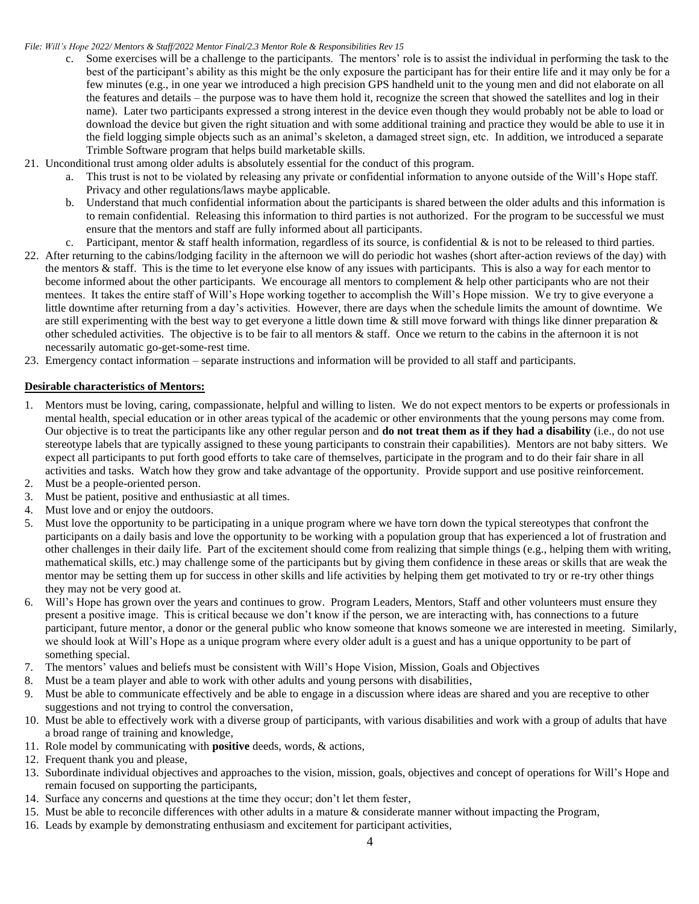c. Some exercises will be a challenge to the participants. The mentors' role is to assist the individual in performing the task to the best of the participant's ability as this might be the only exposure the participant has for their entire life and it may only be for a few minutes (e.g., in one year we introduced a high precision GPS handheld unit to the young men and did not elaborate on all the features and details – the purpose was to have them hold it, recognize the screen that showed the satellites and log in their name). Later two participants expressed a strong interest in the device even though they would probably not be able to load or download the device but given the right situation and with some additional training and practice they would be able to use it in the field logging simple objects such as an animal's skeleton, a damaged street sign, etc. In addition, we introduced a separate Trimble Software program that helps build marketable skills.

21. Unconditional trust among older adults is absolutely essential for the conduct of this program.
    a. This trust is not to be violated by releasing any private or confidential information to anyone outside of the Will's Hope staff. Privacy and other regulations/laws maybe applicable.
    b. Understand that much confidential information about the participants is shared between the older adults and this information is to remain confidential. Releasing this information to third parties is not authorized. For the program to be successful we must ensure that the mentors and staff are fully informed about all participants.
    c. Participant, mentor & staff health information, regardless of its source, is confidential & is not to be released to third parties.
22. After returning to the cabins/lodging facility in the afternoon we will do periodic hot washes (short after-action reviews of the day) with the mentors & staff. This is the time to let everyone else know of any issues with participants. This is also a way for each mentor to become informed about the other participants. We encourage all mentors to complement & help other participants who are not their mentees. It takes the entire staff of Will's Hope working together to accomplish the Will's Hope mission. We try to give everyone a little downtime after returning from a day's activities. However, there are days when the schedule limits the amount of downtime. We are still experimenting with the best way to get everyone a little down time & still move forward with things like dinner preparation & other scheduled activities. The objective is to be fair to all mentors & staff. Once we return to the cabins in the afternoon it is not necessarily automatic go-get-some-rest time.
23. Emergency contact information – separate instructions and information will be provided to all staff and participants.

**Desirable characteristics of Mentors:**

1. Mentors must be loving, caring, compassionate, helpful and willing to listen. We do not expect mentors to be experts or professionals in mental health, special education or in other areas typical of the academic or other environments that the young persons may come from. Our objective is to treat the participants like any other regular person and **do not treat them as if they had a disability** (i.e., do not use stereotype labels that are typically assigned to these young participants to constrain their capabilities). Mentors are not baby sitters. We expect all participants to put forth good efforts to take care of themselves, participate in the program and to do their fair share in all activities and tasks. Watch how they grow and take advantage of the opportunity. Provide support and use positive reinforcement.
2. Must be a people-oriented person.
3. Must be patient, positive and enthusiastic at all times.
4. Must love and or enjoy the outdoors.
5. Must love the opportunity to be participating in a unique program where we have torn down the typical stereotypes that confront the participants on a daily basis and love the opportunity to be working with a population group that has experienced a lot of frustration and other challenges in their daily life. Part of the excitement should come from realizing that simple things (e.g., helping them with writing, mathematical skills, etc.) may challenge some of the participants but by giving them confidence in these areas or skills that are weak the mentor may be setting them up for success in other skills and life activities by helping them get motivated to try or re-try other things they may not be very good at.
6. Will's Hope has grown over the years and continues to grow. Program Leaders, Mentors, Staff and other volunteers must ensure they present a positive image. This is critical because we don't know if the person, we are interacting with, has connections to a future participant, future mentor, a donor or the general public who know someone that knows someone we are interested in meeting. Similarly, we should look at Will's Hope as a unique program where every older adult is a guest and has a unique opportunity to be part of something special.
7. The mentors' values and beliefs must be consistent with Will's Hope Vision, Mission, Goals and Objectives
8. Must be a team player and able to work with other adults and young persons with disabilities,
9. Must be able to communicate effectively and be able to engage in a discussion where ideas are shared and you are receptive to other suggestions and not trying to control the conversation,
10. Must be able to effectively work with a diverse group of participants, with various disabilities and work with a group of adults that have a broad range of training and knowledge,
11. Role model by communicating with **positive** deeds, words, & actions,
12. Frequent thank you and please,
13. Subordinate individual objectives and approaches to the vision, mission, goals, objectives and concept of operations for Will's Hope and remain focused on supporting the participants,
14. Surface any concerns and questions at the time they occur; don't let them fester,
15. Must be able to reconcile differences with other adults in a mature & considerate manner without impacting the Program,
16. Leads by example by demonstrating enthusiasm and excitement for participant activities,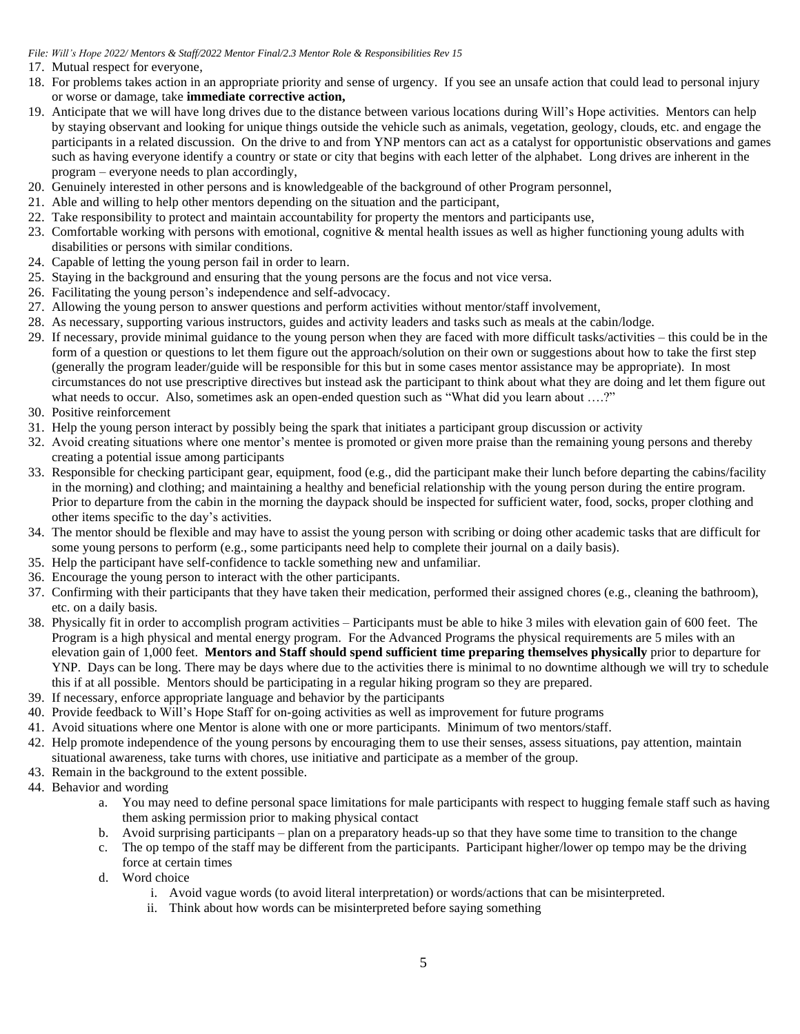17. Mutual respect for everyone,
18. For problems takes action in an appropriate priority and sense of urgency. If you see an unsafe action that could lead to personal injury or worse or damage, take **immediate corrective action,**
19. Anticipate that we will have long drives due to the distance between various locations during Will's Hope activities. Mentors can help by staying observant and looking for unique things outside the vehicle such as animals, vegetation, geology, clouds, etc. and engage the participants in a related discussion. On the drive to and from YNP mentors can act as a catalyst for opportunistic observations and games such as having everyone identify a country or state or city that begins with each letter of the alphabet. Long drives are inherent in the program – everyone needs to plan accordingly,
20. Genuinely interested in other persons and is knowledgeable of the background of other Program personnel,
21. Able and willing to help other mentors depending on the situation and the participant,
22. Take responsibility to protect and maintain accountability for property the mentors and participants use,
23. Comfortable working with persons with emotional, cognitive & mental health issues as well as higher functioning young adults with disabilities or persons with similar conditions.
24. Capable of letting the young person fail in order to learn.
25. Staying in the background and ensuring that the young persons are the focus and not vice versa.
26. Facilitating the young person's independence and self-advocacy.
27. Allowing the young person to answer questions and perform activities without mentor/staff involvement,
28. As necessary, supporting various instructors, guides and activity leaders and tasks such as meals at the cabin/lodge.
29. If necessary, provide minimal guidance to the young person when they are faced with more difficult tasks/activities – this could be in the form of a question or questions to let them figure out the approach/solution on their own or suggestions about how to take the first step (generally the program leader/guide will be responsible for this but in some cases mentor assistance may be appropriate). In most circumstances do not use prescriptive directives but instead ask the participant to think about what they are doing and let them figure out what needs to occur. Also, sometimes ask an open-ended question such as "What did you learn about ….?"
30. Positive reinforcement
31. Help the young person interact by possibly being the spark that initiates a participant group discussion or activity
32. Avoid creating situations where one mentor's mentee is promoted or given more praise than the remaining young persons and thereby creating a potential issue among participants
33. Responsible for checking participant gear, equipment, food (e.g., did the participant make their lunch before departing the cabins/facility in the morning) and clothing; and maintaining a healthy and beneficial relationship with the young person during the entire program. Prior to departure from the cabin in the morning the daypack should be inspected for sufficient water, food, socks, proper clothing and other items specific to the day's activities.
34. The mentor should be flexible and may have to assist the young person with scribing or doing other academic tasks that are difficult for some young persons to perform (e.g., some participants need help to complete their journal on a daily basis).
35. Help the participant have self-confidence to tackle something new and unfamiliar.
36. Encourage the young person to interact with the other participants.
37. Confirming with their participants that they have taken their medication, performed their assigned chores (e.g., cleaning the bathroom), etc. on a daily basis.
38. Physically fit in order to accomplish program activities – Participants must be able to hike 3 miles with elevation gain of 600 feet. The Program is a high physical and mental energy program. For the Advanced Programs the physical requirements are 5 miles with an elevation gain of 1,000 feet. **Mentors and Staff should spend sufficient time preparing themselves physically** prior to departure for YNP. Days can be long. There may be days where due to the activities there is minimal to no downtime although we will try to schedule this if at all possible. Mentors should be participating in a regular hiking program so they are prepared.
39. If necessary, enforce appropriate language and behavior by the participants
40. Provide feedback to Will's Hope Staff for on-going activities as well as improvement for future programs
41. Avoid situations where one Mentor is alone with one or more participants. Minimum of two mentors/staff.
42. Help promote independence of the young persons by encouraging them to use their senses, assess situations, pay attention, maintain situational awareness, take turns with chores, use initiative and participate as a member of the group.
43. Remain in the background to the extent possible.
44. Behavior and wording
    a. You may need to define personal space limitations for male participants with respect to hugging female staff such as having them asking permission prior to making physical contact
    b. Avoid surprising participants – plan on a preparatory heads-up so that they have some time to transition to the change
    c. The op tempo of the staff may be different from the participants. Participant higher/lower op tempo may be the driving force at certain times
    d. Word choice
        i. Avoid vague words (to avoid literal interpretation) or words/actions that can be misinterpreted.
        ii. Think about how words can be misinterpreted before saying something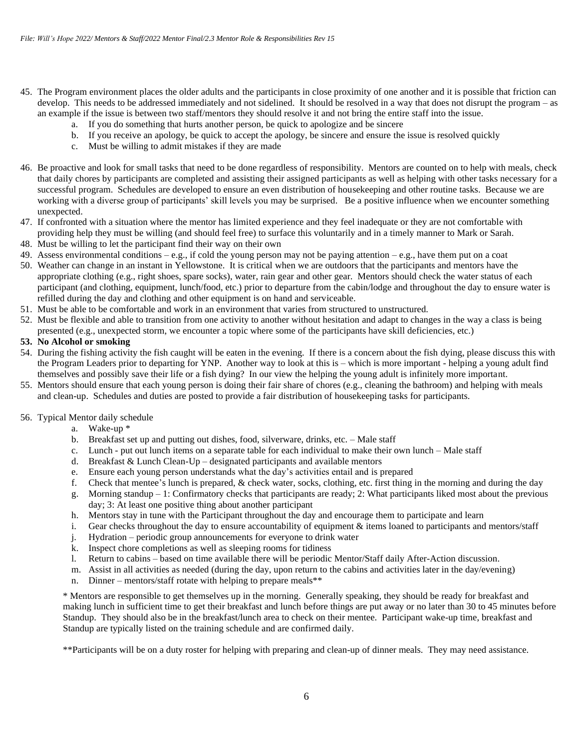45. The Program environment places the older adults and the participants in close proximity of one another and it is possible that friction can develop. This needs to be addressed immediately and not sidelined. It should be resolved in a way that does not disrupt the program – as an example if the issue is between two staff/mentors they should resolve it and not bring the entire staff into the issue.
    a. If you do something that hurts another person, be quick to apologize and be sincere
    b. If you receive an apology, be quick to accept the apology, be sincere and ensure the issue is resolved quickly
    c. Must be willing to admit mistakes if they are made

46. Be proactive and look for small tasks that need to be done regardless of responsibility. Mentors are counted on to help with meals, check that daily chores by participants are completed and assisting their assigned participants as well as helping with other tasks necessary for a successful program. Schedules are developed to ensure an even distribution of housekeeping and other routine tasks. Because we are working with a diverse group of participants' skill levels you may be surprised. Be a positive influence when we encounter something unexpected.
47. If confronted with a situation where the mentor has limited experience and they feel inadequate or they are not comfortable with providing help they must be willing (and should feel free) to surface this voluntarily and in a timely manner to Mark or Sarah.
48. Must be willing to let the participant find their way on their own
49. Assess environmental conditions – e.g., if cold the young person may not be paying attention – e.g., have them put on a coat
50. Weather can change in an instant in Yellowstone. It is critical when we are outdoors that the participants and mentors have the appropriate clothing (e.g., right shoes, spare socks), water, rain gear and other gear. Mentors should check the water status of each participant (and clothing, equipment, lunch/food, etc.) prior to departure from the cabin/lodge and throughout the day to ensure water is refilled during the day and clothing and other equipment is on hand and serviceable.
51. Must be able to be comfortable and work in an environment that varies from structured to unstructured.
52. Must be flexible and able to transition from one activity to another without hesitation and adapt to changes in the way a class is being presented (e.g., unexpected storm, we encounter a topic where some of the participants have skill deficiencies, etc.)
53. **No Alcohol or smoking**
54. During the fishing activity the fish caught will be eaten in the evening. If there is a concern about the fish dying, please discuss this with the Program Leaders prior to departing for YNP. Another way to look at this is – which is more important - helping a young adult find themselves and possibly save their life or a fish dying? In our view the helping the young adult is infinitely more important.
55. Mentors should ensure that each young person is doing their fair share of chores (e.g., cleaning the bathroom) and helping with meals and clean-up. Schedules and duties are posted to provide a fair distribution of housekeeping tasks for participants.

56. Typical Mentor daily schedule
    a. Wake-up *
    b. Breakfast set up and putting out dishes, food, silverware, drinks, etc. – Male staff
    c. Lunch - put out lunch items on a separate table for each individual to make their own lunch – Male staff
    d. Breakfast & Lunch Clean-Up – designated participants and available mentors
    e. Ensure each young person understands what the day's activities entail and is prepared
    f. Check that mentee's lunch is prepared, & check water, socks, clothing, etc. first thing in the morning and during the day
    g. Morning standup – 1: Confirmatory checks that participants are ready; 2: What participants liked most about the previous day; 3: At least one positive thing about another participant
    h. Mentors stay in tune with the Participant throughout the day and encourage them to participate and learn
    i. Gear checks throughout the day to ensure accountability of equipment & items loaned to participants and mentors/staff
    j. Hydration – periodic group announcements for everyone to drink water
    k. Inspect chore completions as well as sleeping rooms for tidiness
    l. Return to cabins – based on time available there will be periodic Mentor/Staff daily After-Action discussion.
    m. Assist in all activities as needed (during the day, upon return to the cabins and activities later in the day/evening)
    n. Dinner – mentors/staff rotate with helping to prepare meals**

    * Mentors are responsible to get themselves up in the morning. Generally speaking, they should be ready for breakfast and making lunch in sufficient time to get their breakfast and lunch before things are put away or no later than 30 to 45 minutes before Standup. They should also be in the breakfast/lunch area to check on their mentee. Participant wake-up time, breakfast and Standup are typically listed on the training schedule and are confirmed daily.

    **Participants will be on a duty roster for helping with preparing and clean-up of dinner meals. They may need assistance.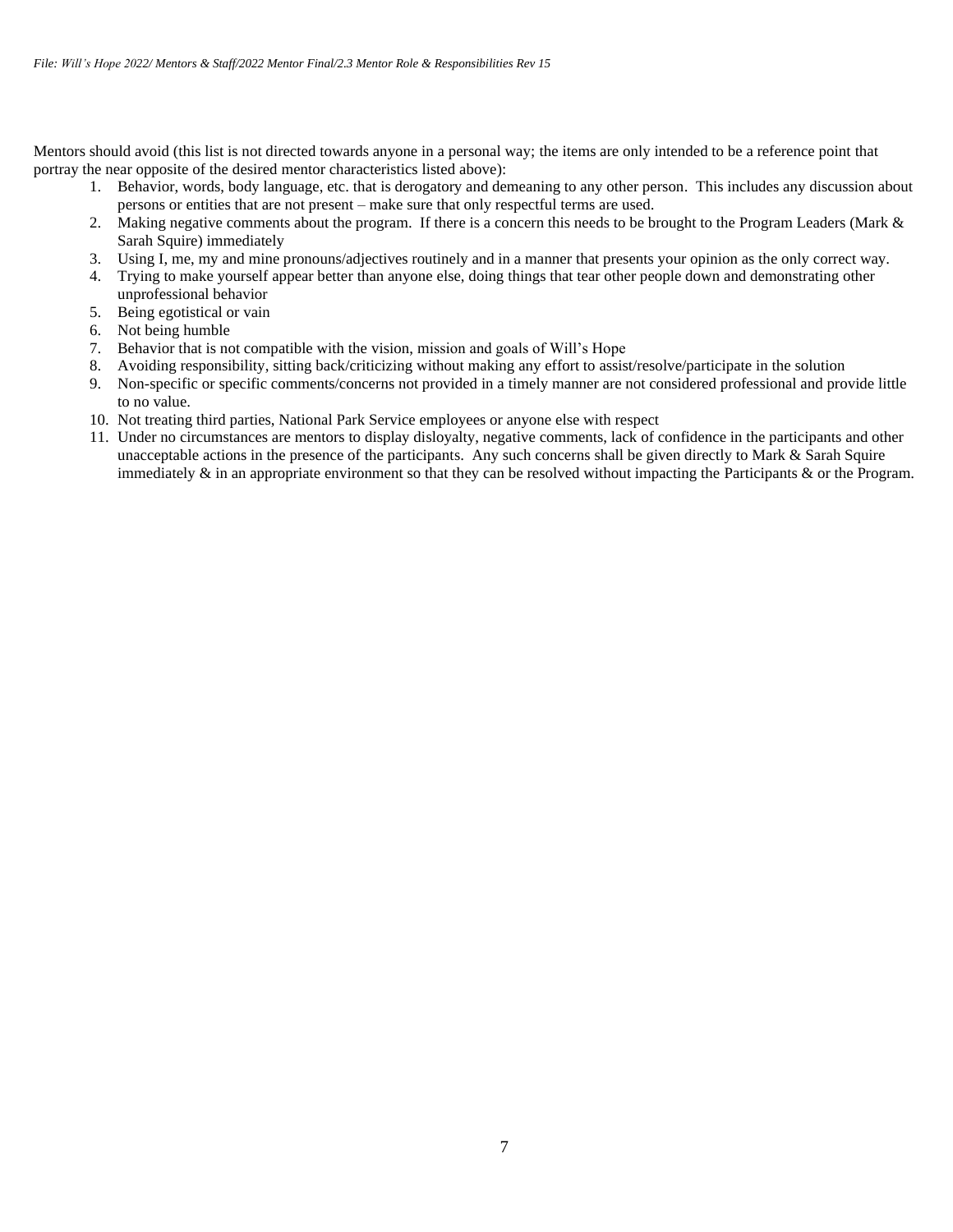Mentors should avoid (this list is not directed towards anyone in a personal way; the items are only intended to be a reference point that portray the near opposite of the desired mentor characteristics listed above):

1. Behavior, words, body language, etc. that is derogatory and demeaning to any other person. This includes any discussion about persons or entities that are not present – make sure that only respectful terms are used.
2. Making negative comments about the program. If there is a concern this needs to be brought to the Program Leaders (Mark & Sarah Squire) immediately
3. Using I, me, my and mine pronouns/adjectives routinely and in a manner that presents your opinion as the only correct way.
4. Trying to make yourself appear better than anyone else, doing things that tear other people down and demonstrating other unprofessional behavior
5. Being egotistical or vain
6. Not being humble
7. Behavior that is not compatible with the vision, mission and goals of Will's Hope
8. Avoiding responsibility, sitting back/criticizing without making any effort to assist/resolve/participate in the solution
9. Non-specific or specific comments/concerns not provided in a timely manner are not considered professional and provide little to no value.
10. Not treating third parties, National Park Service employees or anyone else with respect
11. Under no circumstances are mentors to display disloyalty, negative comments, lack of confidence in the participants and other unacceptable actions in the presence of the participants. Any such concerns shall be given directly to Mark & Sarah Squire immediately & in an appropriate environment so that they can be resolved without impacting the Participants & or the Program.